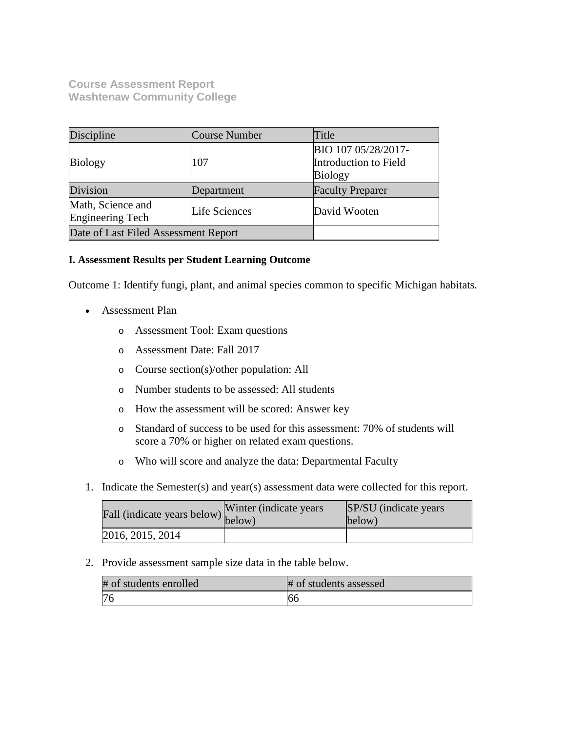**Course Assessment Report**
**Washtenaw Community College**

| Discipline | Course Number | Title |
| --- | --- | --- |
| Biology | 107 | BIO 107 05/28/2017-Introduction to Field Biology |
| Division | Department | Faculty Preparer |
| Math, Science and Engineering Tech | Life Sciences | David Wooten |
| Date of Last Filed Assessment Report | | |

**I. Assessment Results per Student Learning Outcome**

Outcome 1: Identify fungi, plant, and animal species common to specific Michigan habitats.

- Assessment Plan
  - Assessment Tool: Exam questions
  - Assessment Date: Fall 2017
  - Course section(s)/other population: All
  - Number students to be assessed: All students
  - How the assessment will be scored: Answer key
  - Standard of success to be used for this assessment: 70% of students will score a 70% or higher on related exam questions.
  - Who will score and analyze the data: Departmental Faculty

1. Indicate the Semester(s) and year(s) assessment data were collected for this report.

| Fall (indicate years below) | Winter (indicate years below) | SP/SU (indicate years below) |
| --- | --- | --- |
| 2016, 2015, 2014 | | |

2. Provide assessment sample size data in the table below.

| # of students enrolled | # of students assessed |
| --- | --- |
| 76 | 66 |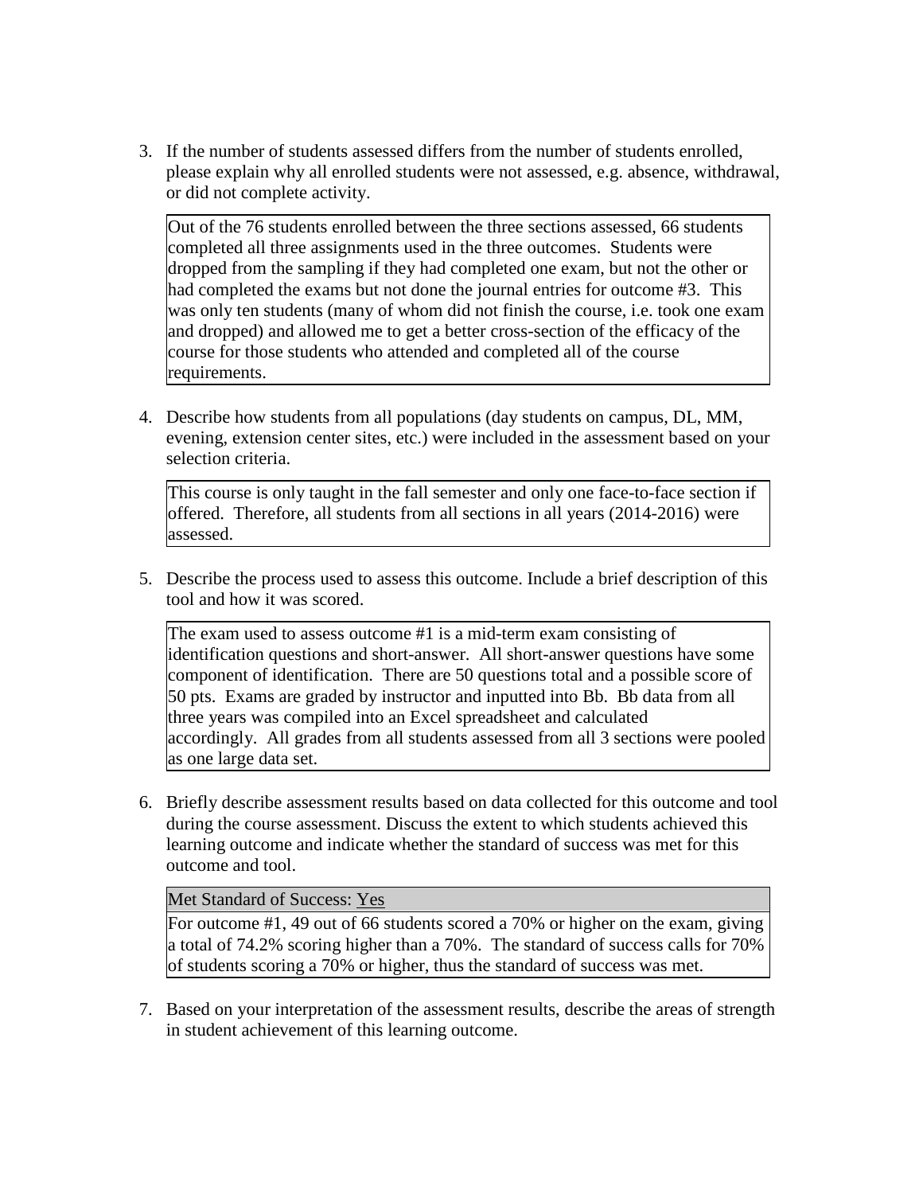3. If the number of students assessed differs from the number of students enrolled, please explain why all enrolled students were not assessed, e.g. absence, withdrawal, or did not complete activity.

   Out of the 76 students enrolled between the three sections assessed, 66 students completed all three assignments used in the three outcomes. Students were dropped from the sampling if they had completed one exam, but not the other or had completed the exams but not done the journal entries for outcome #3. This was only ten students (many of whom did not finish the course, i.e. took one exam and dropped) and allowed me to get a better cross-section of the efficacy of the course for those students who attended and completed all of the course requirements.

4. Describe how students from all populations (day students on campus, DL, MM, evening, extension center sites, etc.) were included in the assessment based on your selection criteria.

   This course is only taught in the fall semester and only one face-to-face section if offered. Therefore, all students from all sections in all years (2014-2016) were assessed.

5. Describe the process used to assess this outcome. Include a brief description of this tool and how it was scored.

   The exam used to assess outcome #1 is a mid-term exam consisting of identification questions and short-answer. All short-answer questions have some component of identification. There are 50 questions total and a possible score of 50 pts. Exams are graded by instructor and inputted into Bb. Bb data from all three years was compiled into an Excel spreadsheet and calculated accordingly. All grades from all students assessed from all 3 sections were pooled as one large data set.

6. Briefly describe assessment results based on data collected for this outcome and tool during the course assessment. Discuss the extent to which students achieved this learning outcome and indicate whether the standard of success was met for this outcome and tool.

   Met Standard of Success: Yes

   For outcome #1, 49 out of 66 students scored a 70% or higher on the exam, giving a total of 74.2% scoring higher than a 70%. The standard of success calls for 70% of students scoring a 70% or higher, thus the standard of success was met.

7. Based on your interpretation of the assessment results, describe the areas of strength in student achievement of this learning outcome.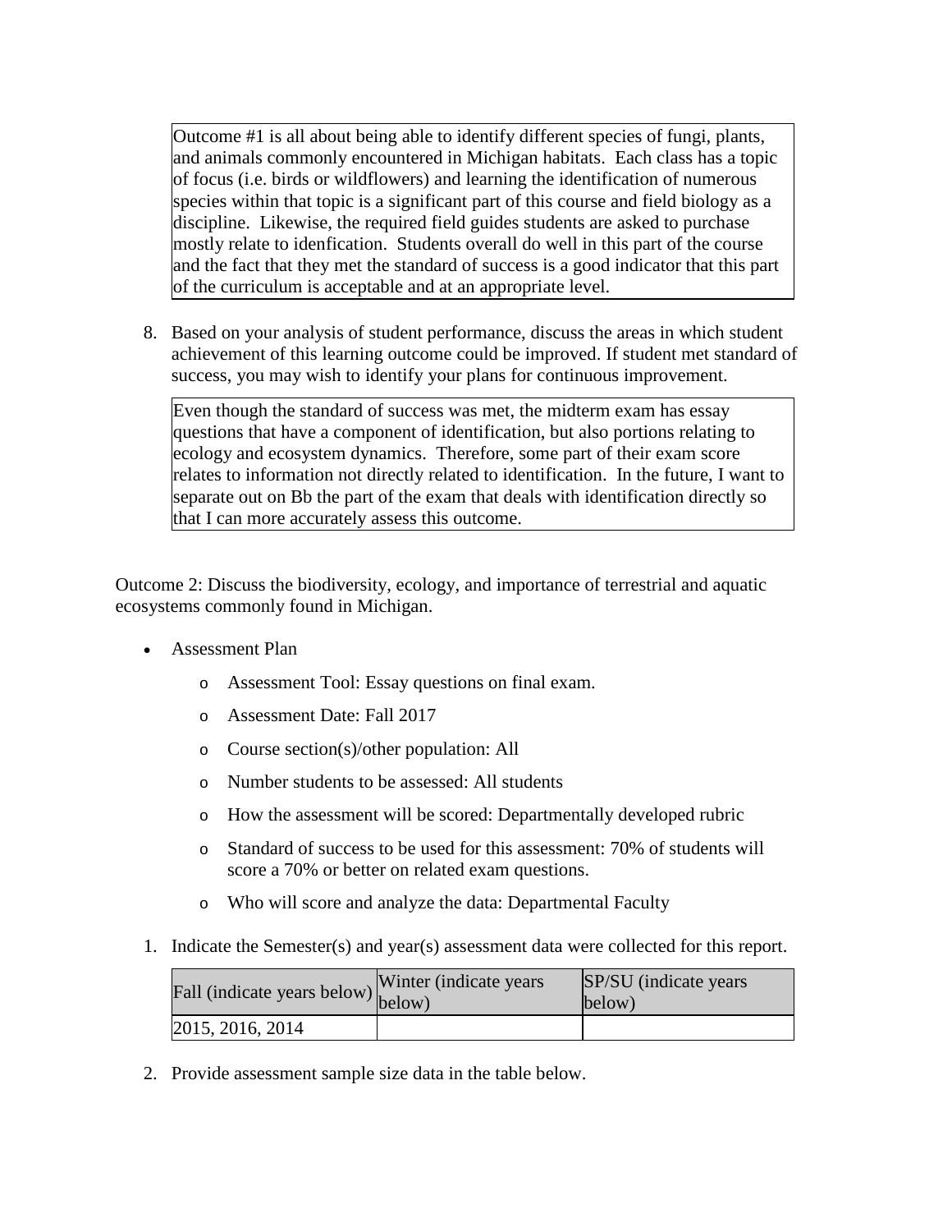Outcome #1 is all about being able to identify different species of fungi, plants, and animals commonly encountered in Michigan habitats. Each class has a topic of focus (i.e. birds or wildflowers) and learning the identification of numerous species within that topic is a significant part of this course and field biology as a discipline. Likewise, the required field guides students are asked to purchase mostly relate to idenfication. Students overall do well in this part of the course and the fact that they met the standard of success is a good indicator that this part of the curriculum is acceptable and at an appropriate level.

8. Based on your analysis of student performance, discuss the areas in which student achievement of this learning outcome could be improved. If student met standard of success, you may wish to identify your plans for continuous improvement.

   Even though the standard of success was met, the midterm exam has essay questions that have a component of identification, but also portions relating to ecology and ecosystem dynamics. Therefore, some part of their exam score relates to information not directly related to identification. In the future, I want to separate out on Bb the part of the exam that deals with identification directly so that I can more accurately assess this outcome.

Outcome 2: Discuss the biodiversity, ecology, and importance of terrestrial and aquatic ecosystems commonly found in Michigan.

- Assessment Plan
  - Assessment Tool: Essay questions on final exam.
  - Assessment Date: Fall 2017
  - Course section(s)/other population: All
  - Number students to be assessed: All students
  - How the assessment will be scored: Departmentally developed rubric
  - Standard of success to be used for this assessment: 70% of students will score a 70% or better on related exam questions.
  - Who will score and analyze the data: Departmental Faculty

1. Indicate the Semester(s) and year(s) assessment data were collected for this report.

| Fall (indicate years below) | Winter (indicate years below) | SP/SU (indicate years below) |
|---|---|---|
| 2015, 2016, 2014 | | |

2. Provide assessment sample size data in the table below.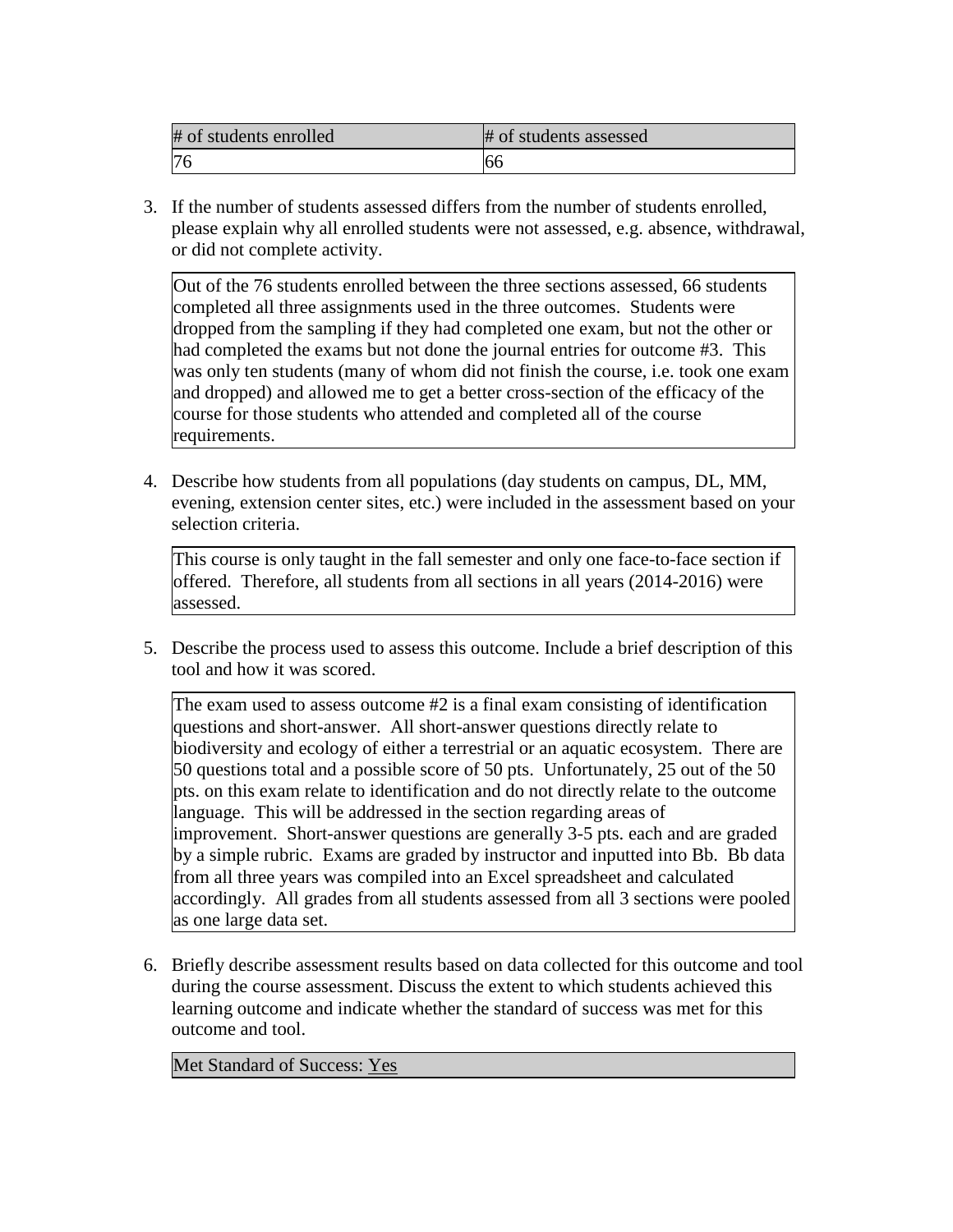| # of students enrolled | # of students assessed |
| --- | --- |
| 76 | 66 |

3. If the number of students assessed differs from the number of students enrolled, please explain why all enrolled students were not assessed, e.g. absence, withdrawal, or did not complete activity.

| Out of the 76 students enrolled between the three sections assessed, 66 students completed all three assignments used in the three outcomes. Students were dropped from the sampling if they had completed one exam, but not the other or had completed the exams but not done the journal entries for outcome #3. This was only ten students (many of whom did not finish the course, i.e. took one exam and dropped) and allowed me to get a better cross-section of the efficacy of the course for those students who attended and completed all of the course requirements. |
| --- |

4. Describe how students from all populations (day students on campus, DL, MM, evening, extension center sites, etc.) were included in the assessment based on your selection criteria.

| This course is only taught in the fall semester and only one face-to-face section if offered. Therefore, all students from all sections in all years (2014-2016) were assessed. |
| --- |

5. Describe the process used to assess this outcome. Include a brief description of this tool and how it was scored.

| The exam used to assess outcome #2 is a final exam consisting of identification questions and short-answer. All short-answer questions directly relate to biodiversity and ecology of either a terrestrial or an aquatic ecosystem. There are 50 questions total and a possible score of 50 pts. Unfortunately, 25 out of the 50 pts. on this exam relate to identification and do not directly relate to the outcome language. This will be addressed in the section regarding areas of improvement. Short-answer questions are generally 3-5 pts. each and are graded by a simple rubric. Exams are graded by instructor and inputted into Bb. Bb data from all three years was compiled into an Excel spreadsheet and calculated accordingly. All grades from all students assessed from all 3 sections were pooled as one large data set. |
| --- |

6. Briefly describe assessment results based on data collected for this outcome and tool during the course assessment. Discuss the extent to which students achieved this learning outcome and indicate whether the standard of success was met for this outcome and tool.

| Met Standard of Success: Yes |
| --- |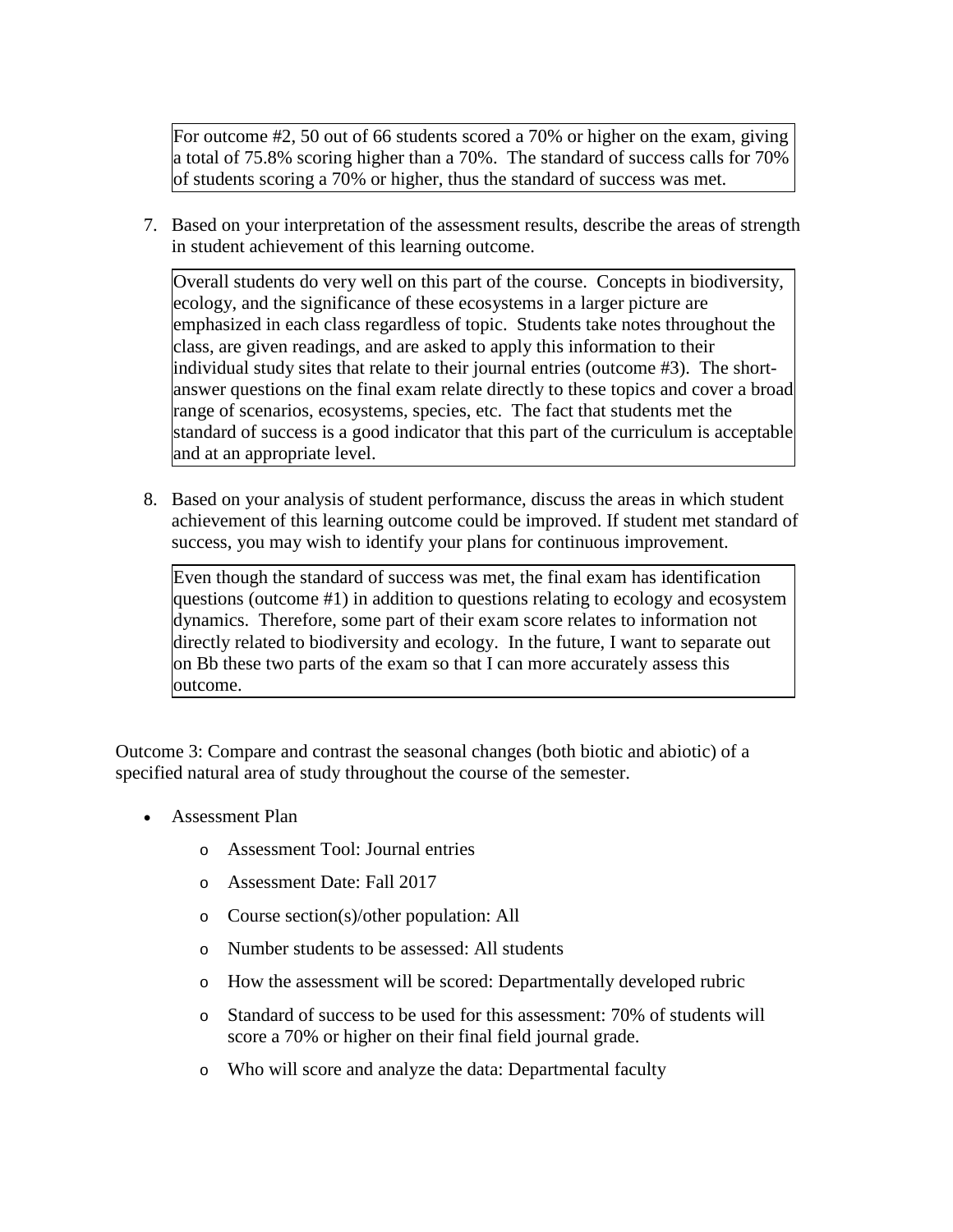For outcome #2, 50 out of 66 students scored a 70% or higher on the exam, giving a total of 75.8% scoring higher than a 70%. The standard of success calls for 70% of students scoring a 70% or higher, thus the standard of success was met.

7. Based on your interpretation of the assessment results, describe the areas of strength in student achievement of this learning outcome.

Overall students do very well on this part of the course. Concepts in biodiversity, ecology, and the significance of these ecosystems in a larger picture are emphasized in each class regardless of topic. Students take notes throughout the class, are given readings, and are asked to apply this information to their individual study sites that relate to their journal entries (outcome #3). The short-answer questions on the final exam relate directly to these topics and cover a broad range of scenarios, ecosystems, species, etc. The fact that students met the standard of success is a good indicator that this part of the curriculum is acceptable and at an appropriate level.

8. Based on your analysis of student performance, discuss the areas in which student achievement of this learning outcome could be improved. If student met standard of success, you may wish to identify your plans for continuous improvement.

Even though the standard of success was met, the final exam has identification questions (outcome #1) in addition to questions relating to ecology and ecosystem dynamics. Therefore, some part of their exam score relates to information not directly related to biodiversity and ecology. In the future, I want to separate out on Bb these two parts of the exam so that I can more accurately assess this outcome.

Outcome 3: Compare and contrast the seasonal changes (both biotic and abiotic) of a specified natural area of study throughout the course of the semester.

- Assessment Plan
  - Assessment Tool: Journal entries
  - Assessment Date: Fall 2017
  - Course section(s)/other population: All
  - Number students to be assessed: All students
  - How the assessment will be scored: Departmentally developed rubric
  - Standard of success to be used for this assessment: 70% of students will score a 70% or higher on their final field journal grade.
  - Who will score and analyze the data: Departmental faculty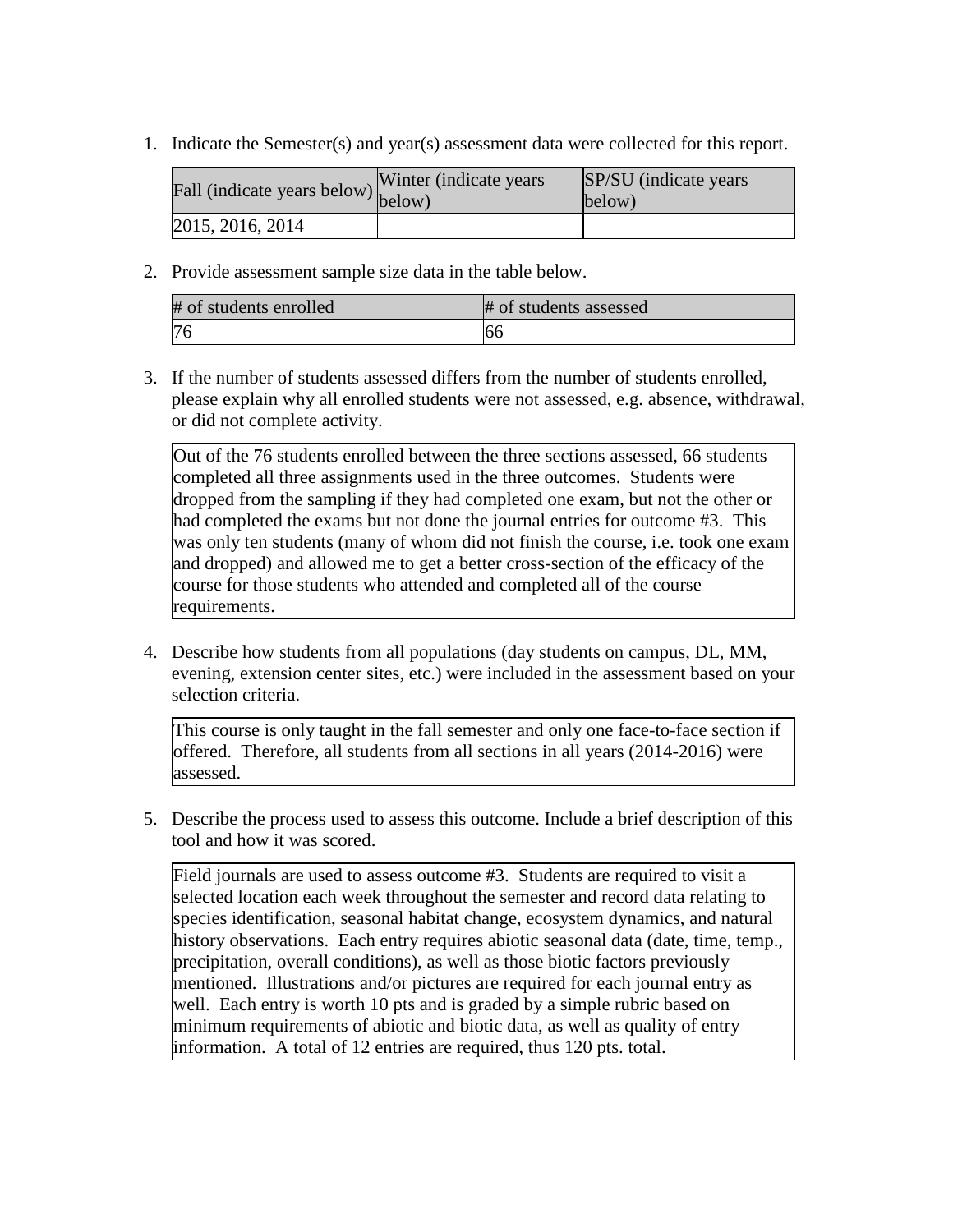1. Indicate the Semester(s) and year(s) assessment data were collected for this report.

| Fall (indicate years below) | Winter (indicate years below) | SP/SU (indicate years below) |
|---|---|---|
| 2015, 2016, 2014 | | |

2. Provide assessment sample size data in the table below.

| # of students enrolled | # of students assessed |
|---|---|
| 76 | 66 |

3. If the number of students assessed differs from the number of students enrolled, please explain why all enrolled students were not assessed, e.g. absence, withdrawal, or did not complete activity.

Out of the 76 students enrolled between the three sections assessed, 66 students completed all three assignments used in the three outcomes. Students were dropped from the sampling if they had completed one exam, but not the other or had completed the exams but not done the journal entries for outcome #3. This was only ten students (many of whom did not finish the course, i.e. took one exam and dropped) and allowed me to get a better cross-section of the efficacy of the course for those students who attended and completed all of the course requirements.

4. Describe how students from all populations (day students on campus, DL, MM, evening, extension center sites, etc.) were included in the assessment based on your selection criteria.

This course is only taught in the fall semester and only one face-to-face section if offered. Therefore, all students from all sections in all years (2014-2016) were assessed.

5. Describe the process used to assess this outcome. Include a brief description of this tool and how it was scored.

Field journals are used to assess outcome #3. Students are required to visit a selected location each week throughout the semester and record data relating to species identification, seasonal habitat change, ecosystem dynamics, and natural history observations. Each entry requires abiotic seasonal data (date, time, temp., precipitation, overall conditions), as well as those biotic factors previously mentioned. Illustrations and/or pictures are required for each journal entry as well. Each entry is worth 10 pts and is graded by a simple rubric based on minimum requirements of abiotic and biotic data, as well as quality of entry information. A total of 12 entries are required, thus 120 pts. total.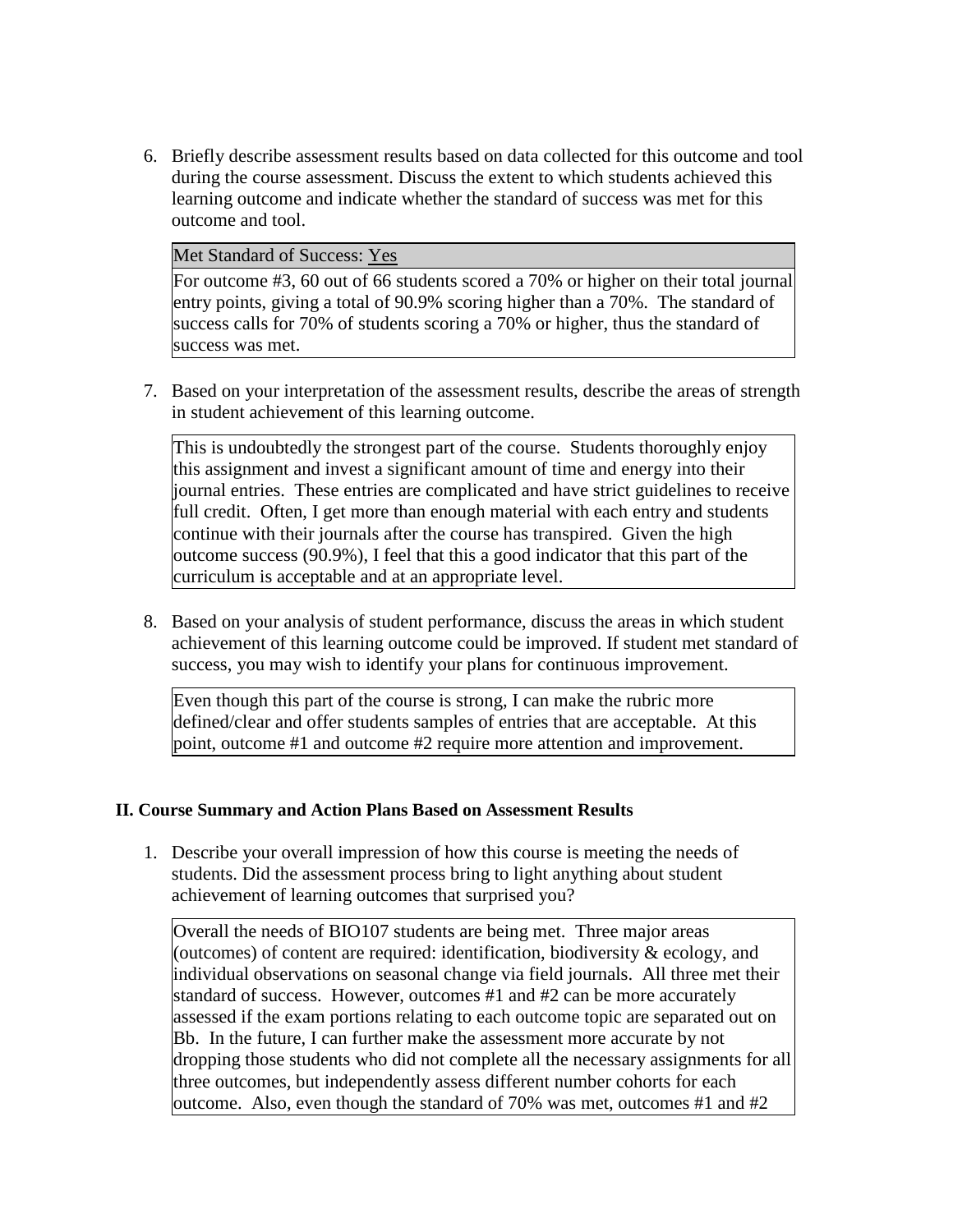6. Briefly describe assessment results based on data collected for this outcome and tool during the course assessment. Discuss the extent to which students achieved this learning outcome and indicate whether the standard of success was met for this outcome and tool.

| Met Standard of Success: Yes |
|---|
| For outcome #3, 60 out of 66 students scored a 70% or higher on their total journal entry points, giving a total of 90.9% scoring higher than a 70%. The standard of success calls for 70% of students scoring a 70% or higher, thus the standard of success was met. |

7. Based on your interpretation of the assessment results, describe the areas of strength in student achievement of this learning outcome.

> This is undoubtedly the strongest part of the course. Students thoroughly enjoy this assignment and invest a significant amount of time and energy into their journal entries. These entries are complicated and have strict guidelines to receive full credit. Often, I get more than enough material with each entry and students continue with their journals after the course has transpired. Given the high outcome success (90.9%), I feel that this a good indicator that this part of the curriculum is acceptable and at an appropriate level.

8. Based on your analysis of student performance, discuss the areas in which student achievement of this learning outcome could be improved. If student met standard of success, you may wish to identify your plans for continuous improvement.

> Even though this part of the course is strong, I can make the rubric more defined/clear and offer students samples of entries that are acceptable. At this point, outcome #1 and outcome #2 require more attention and improvement.

### II. Course Summary and Action Plans Based on Assessment Results

1. Describe your overall impression of how this course is meeting the needs of students. Did the assessment process bring to light anything about student achievement of learning outcomes that surprised you?

> Overall the needs of BIO107 students are being met. Three major areas (outcomes) of content are required: identification, biodiversity & ecology, and individual observations on seasonal change via field journals. All three met their standard of success. However, outcomes #1 and #2 can be more accurately assessed if the exam portions relating to each outcome topic are separated out on Bb. In the future, I can further make the assessment more accurate by not dropping those students who did not complete all the necessary assignments for all three outcomes, but independently assess different number cohorts for each outcome. Also, even though the standard of 70% was met, outcomes #1 and #2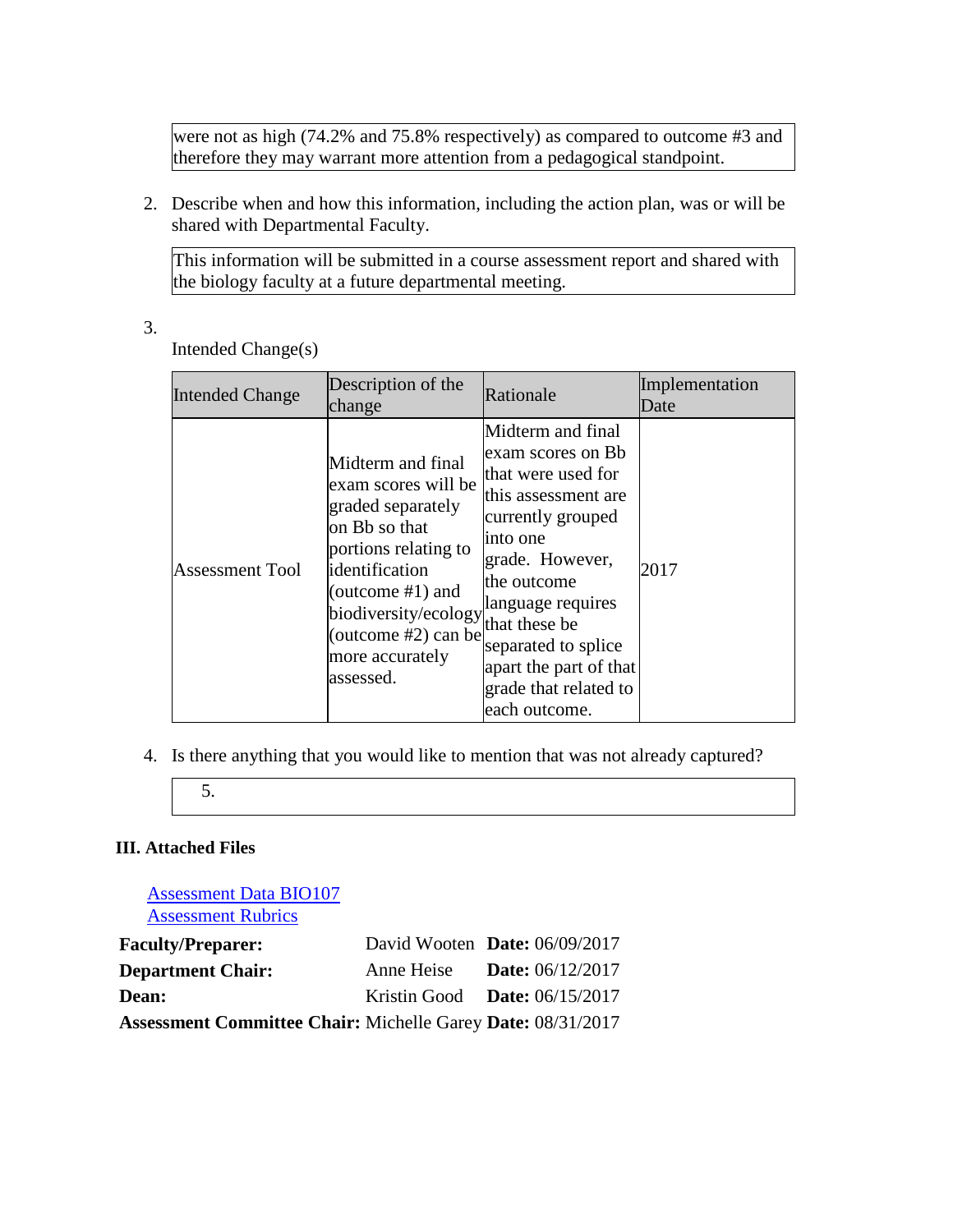were not as high (74.2% and 75.8% respectively) as compared to outcome #3 and therefore they may warrant more attention from a pedagogical standpoint.

2. Describe when and how this information, including the action plan, was or will be shared with Departmental Faculty.

This information will be submitted in a course assessment report and shared with the biology faculty at a future departmental meeting.

3. Intended Change(s)

| Intended Change | Description of the change | Rationale | Implementation Date |
| --- | --- | --- | --- |
| Assessment Tool | Midterm and final exam scores will be graded separately on Bb so that portions relating to identification (outcome #1) and biodiversity/ecology (outcome #2) can be more accurately assessed. | Midterm and final exam scores on Bb that were used for this assessment are currently grouped into one grade. However, the outcome language requires that these be separated to splice apart the part of that grade that related to each outcome. | 2017 |

4. Is there anything that you would like to mention that was not already captured?

5.

**III. Attached Files**

[Assessment Data BIO107](Assessment Data BIO107)
[Assessment Rubrics](Assessment Rubrics)

| | | |
| --- | --- | --- |
| **Faculty/Preparer:** | David Wooten | **Date:** 06/09/2017 |
| **Department Chair:** | Anne Heise | **Date:** 06/12/2017 |
| **Dean:** | Kristin Good | **Date:** 06/15/2017 |
| **Assessment Committee Chair:** | Michelle Garey | **Date:** 08/31/2017 |